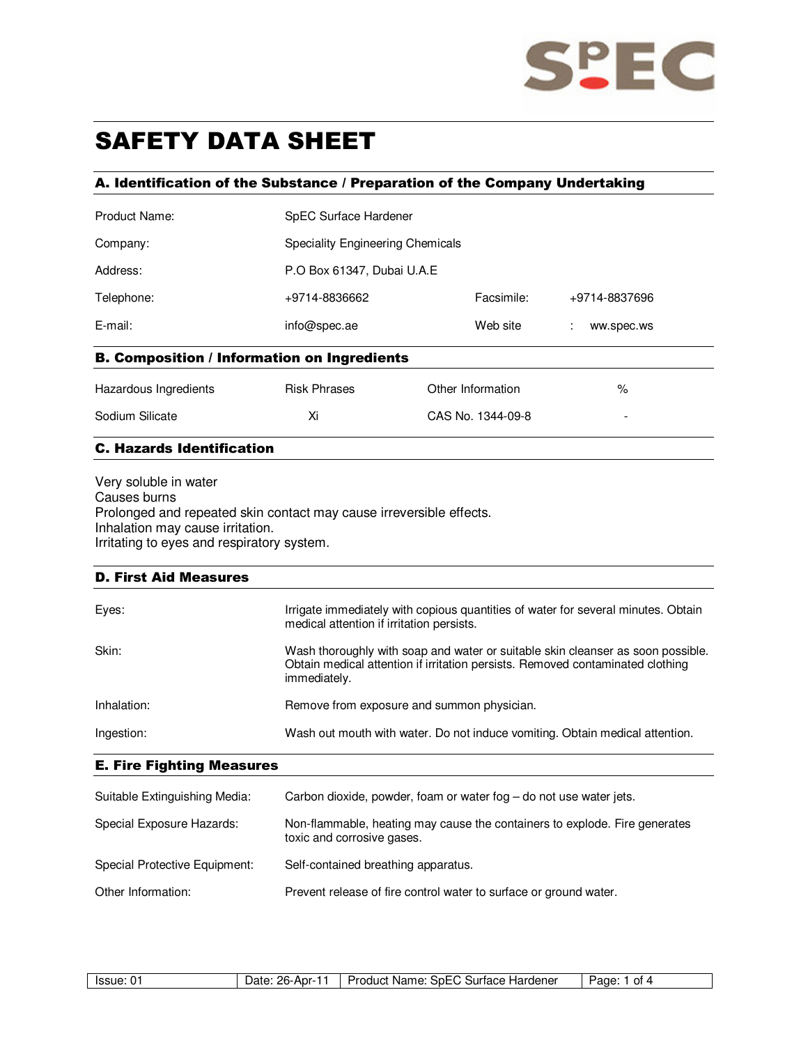# SAFETY DATA SHEET

## A. Identification of the Substance / Preparation of the Company Undertaking

| | | | |
|---|---|---|---|
| Product Name: | SpEC Surface Hardener | | |
| Company: | Speciality Engineering Chemicals | | |
| Address: | P.O Box 61347, Dubai U.A.E | | |
| Telephone: | +9714-8836662 | Facsimile: | +9714-8837696 |
| E-mail: | info@spec.ae | Web site | : ww.spec.ws |

## B. Composition / Information on Ingredients

| Hazardous Ingredients | Risk Phrases | Other Information | % |
|---|---|---|---|
| Sodium Silicate | Xi | CAS No. 1344-09-8 | - |

## C. Hazards Identification

Very soluble in water
Causes burns
Prolonged and repeated skin contact may cause irreversible effects.
Inhalation may cause irritation.
Irritating to eyes and respiratory system.

## D. First Aid Measures

| | |
|---|---|
| Eyes: | Irrigate immediately with copious quantities of water for several minutes. Obtain medical attention if irritation persists. |
| Skin: | Wash thoroughly with soap and water or suitable skin cleanser as soon possible. Obtain medical attention if irritation persists. Removed contaminated clothing immediately. |
| Inhalation: | Remove from exposure and summon physician. |
| Ingestion: | Wash out mouth with water. Do not induce vomiting. Obtain medical attention. |

## E. Fire Fighting Measures

| | |
|---|---|
| Suitable Extinguishing Media: | Carbon dioxide, powder, foam or water fog – do not use water jets. |
| Special Exposure Hazards: | Non-flammable, heating may cause the containers to explode. Fire generates toxic and corrosive gases. |
| Special Protective Equipment: | Self-contained breathing apparatus. |
| Other Information: | Prevent release of fire control water to surface or ground water. |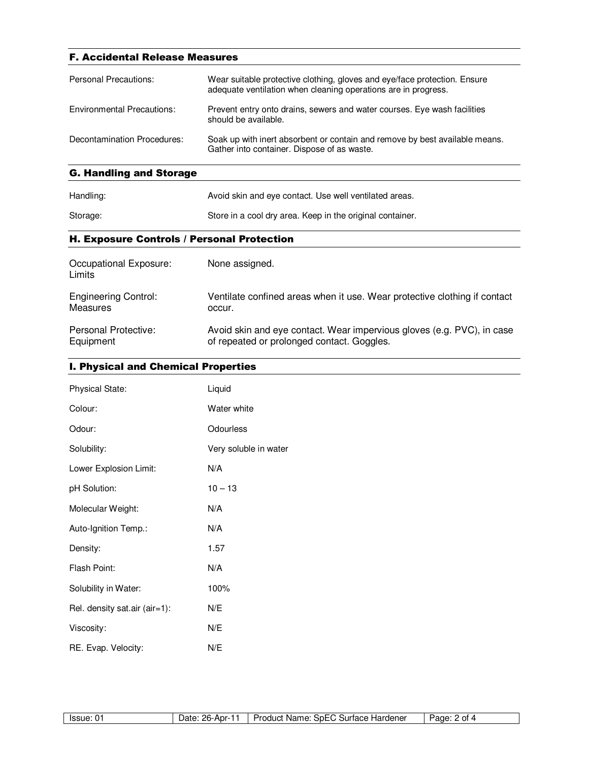## F. Accidental Release Measures

| | |
|---|---|
| Personal Precautions: | Wear suitable protective clothing, gloves and eye/face protection. Ensure adequate ventilation when cleaning operations are in progress. |
| Environmental Precautions: | Prevent entry onto drains, sewers and water courses. Eye wash facilities should be available. |
| Decontamination Procedures: | Soak up with inert absorbent or contain and remove by best available means. Gather into container. Dispose of as waste. |

## G. Handling and Storage

| | |
|---|---|
| Handling: | Avoid skin and eye contact. Use well ventilated areas. |
| Storage: | Store in a cool dry area. Keep in the original container. |

## H. Exposure Controls / Personal Protection

| | |
|---|---|
| Occupational Exposure: Limits | None assigned. |
| Engineering Control: Measures | Ventilate confined areas when it use. Wear protective clothing if contact occur. |
| Personal Protective: Equipment | Avoid skin and eye contact. Wear impervious gloves (e.g. PVC), in case of repeated or prolonged contact. Goggles. |

## I. Physical and Chemical Properties

| | |
|---|---|
| Physical State: | Liquid |
| Colour: | Water white |
| Odour: | Odourless |
| Solubility: | Very soluble in water |
| Lower Explosion Limit: | N/A |
| pH Solution: | 10 – 13 |
| Molecular Weight: | N/A |
| Auto-Ignition Temp.: | N/A |
| Density: | 1.57 |
| Flash Point: | N/A |
| Solubility in Water: | 100% |
| Rel. density sat.air (air=1): | N/E |
| Viscosity: | N/E |
| RE. Evap. Velocity: | N/E |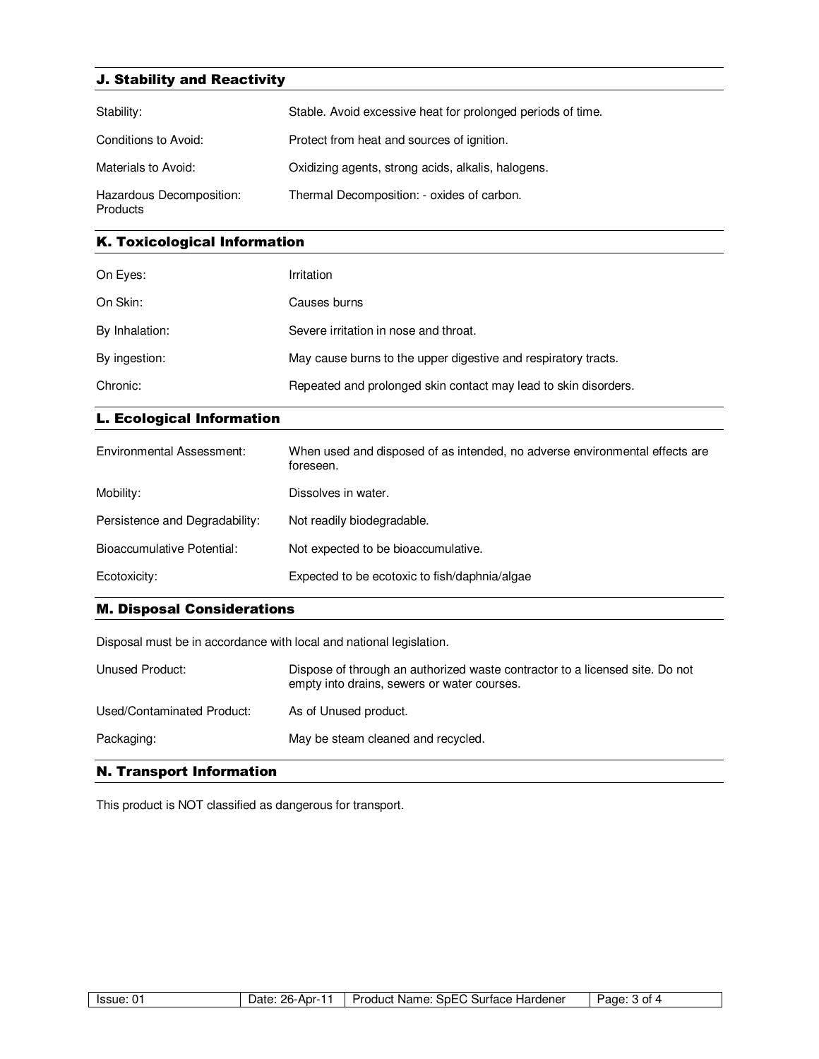## J. Stability and Reactivity

| | |
|---|---|
| Stability: | Stable. Avoid excessive heat for prolonged periods of time. |
| Conditions to Avoid: | Protect from heat and sources of ignition. |
| Materials to Avoid: | Oxidizing agents, strong acids, alkalis, halogens. |
| Hazardous Decomposition: Products | Thermal Decomposition: - oxides of carbon. |

## K. Toxicological Information

| | |
|---|---|
| On Eyes: | Irritation |
| On Skin: | Causes burns |
| By Inhalation: | Severe irritation in nose and throat. |
| By ingestion: | May cause burns to the upper digestive and respiratory tracts. |
| Chronic: | Repeated and prolonged skin contact may lead to skin disorders. |

## L. Ecological Information

| | |
|---|---|
| Environmental Assessment: | When used and disposed of as intended, no adverse environmental effects are foreseen. |
| Mobility: | Dissolves in water. |
| Persistence and Degradability: | Not readily biodegradable. |
| Bioaccumulative Potential: | Not expected to be bioaccumulative. |
| Ecotoxicity: | Expected to be ecotoxic to fish/daphnia/algae |

## M. Disposal Considerations

Disposal must be in accordance with local and national legislation.

| | |
|---|---|
| Unused Product: | Dispose of through an authorized waste contractor to a licensed site. Do not empty into drains, sewers or water courses. |
| Used/Contaminated Product: | As of Unused product. |
| Packaging: | May be steam cleaned and recycled. |

## N. Transport Information

This product is NOT classified as dangerous for transport.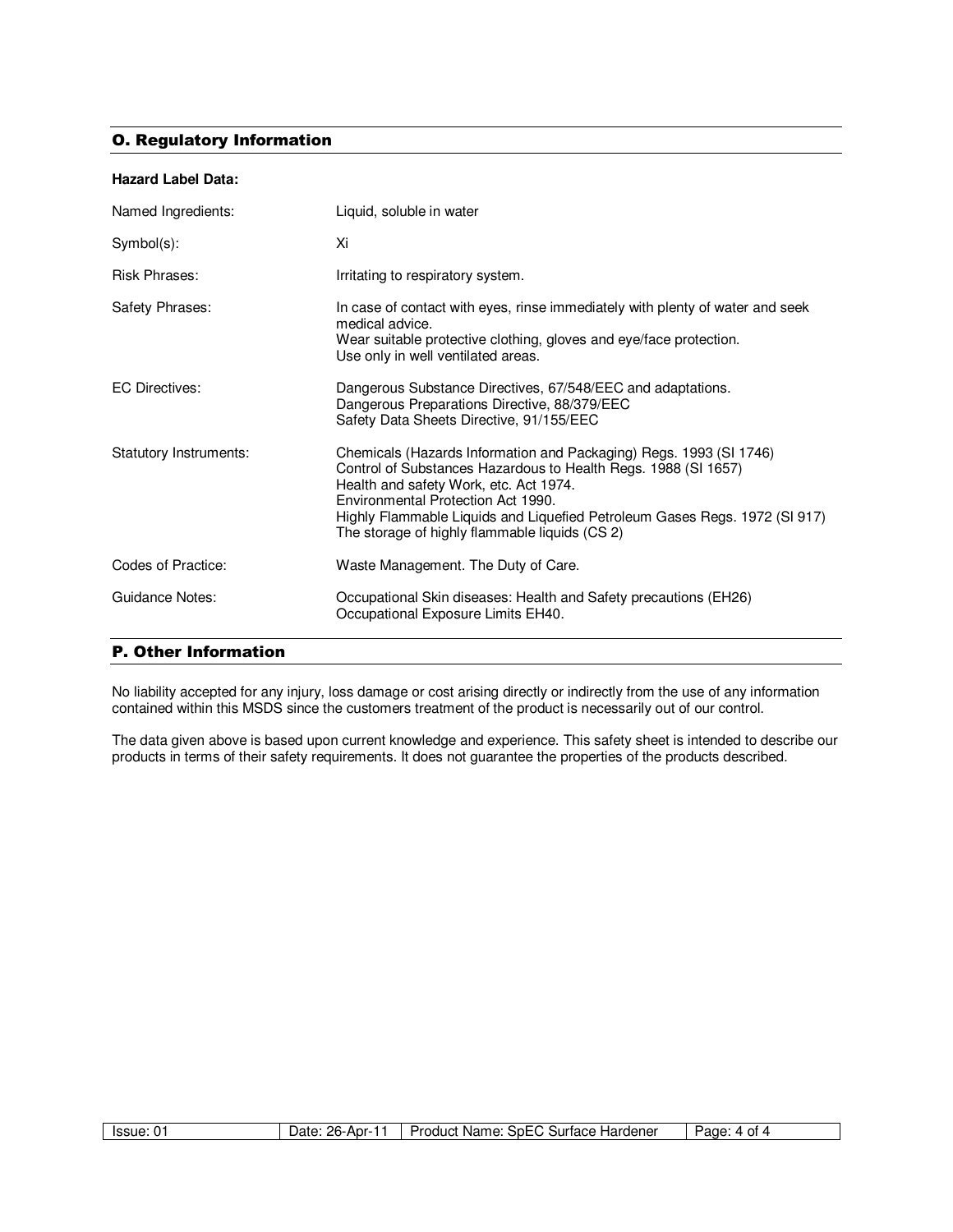## O. Regulatory Information

**Hazard Label Data:**

| | |
|---|---|
| Named Ingredients: | Liquid, soluble in water |
| Symbol(s): | Xi |
| Risk Phrases: | Irritating to respiratory system. |
| Safety Phrases: | In case of contact with eyes, rinse immediately with plenty of water and seek medical advice.<br>Wear suitable protective clothing, gloves and eye/face protection.<br>Use only in well ventilated areas. |
| EC Directives: | Dangerous Substance Directives, 67/548/EEC and adaptations.<br>Dangerous Preparations Directive, 88/379/EEC<br>Safety Data Sheets Directive, 91/155/EEC |
| Statutory Instruments: | Chemicals (Hazards Information and Packaging) Regs. 1993 (SI 1746)<br>Control of Substances Hazardous to Health Regs. 1988 (SI 1657)<br>Health and safety Work, etc. Act 1974.<br>Environmental Protection Act 1990.<br>Highly Flammable Liquids and Liquefied Petroleum Gases Regs. 1972 (SI 917)<br>The storage of highly flammable liquids (CS 2) |
| Codes of Practice: | Waste Management. The Duty of Care. |
| Guidance Notes: | Occupational Skin diseases: Health and Safety precautions (EH26)<br>Occupational Exposure Limits EH40. |

## P. Other Information

No liability accepted for any injury, loss damage or cost arising directly or indirectly from the use of any information contained within this MSDS since the customers treatment of the product is necessarily out of our control.

The data given above is based upon current knowledge and experience. This safety sheet is intended to describe our products in terms of their safety requirements. It does not guarantee the properties of the products described.